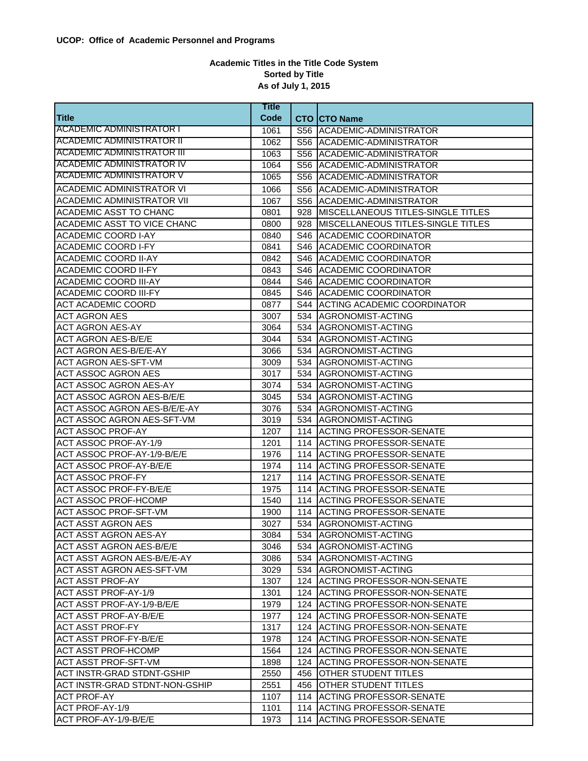**UCOP: Office of Academic Personnel and Programs**

**Academic Titles in the Title Code System**
**Sorted by Title**
**As of July 1, 2015**

| Title | Title Code | CTO | CTO Name |
|---|---|---|---|
| ACADEMIC ADMINISTRATOR I | 1061 | S56 | ACADEMIC-ADMINISTRATOR |
| ACADEMIC ADMINISTRATOR II | 1062 | S56 | ACADEMIC-ADMINISTRATOR |
| ACADEMIC ADMINISTRATOR III | 1063 | S56 | ACADEMIC-ADMINISTRATOR |
| ACADEMIC ADMINISTRATOR IV | 1064 | S56 | ACADEMIC-ADMINISTRATOR |
| ACADEMIC ADMINISTRATOR V | 1065 | S56 | ACADEMIC-ADMINISTRATOR |
| ACADEMIC ADMINISTRATOR VI | 1066 | S56 | ACADEMIC-ADMINISTRATOR |
| ACADEMIC ADMINISTRATOR VII | 1067 | S56 | ACADEMIC-ADMINISTRATOR |
| ACADEMIC ASST TO CHANC | 0801 | 928 | MISCELLANEOUS TITLES-SINGLE TITLES |
| ACADEMIC ASST TO VICE CHANC | 0800 | 928 | MISCELLANEOUS TITLES-SINGLE TITLES |
| ACADEMIC COORD I-AY | 0840 | S46 | ACADEMIC COORDINATOR |
| ACADEMIC COORD I-FY | 0841 | S46 | ACADEMIC COORDINATOR |
| ACADEMIC COORD II-AY | 0842 | S46 | ACADEMIC COORDINATOR |
| ACADEMIC COORD II-FY | 0843 | S46 | ACADEMIC COORDINATOR |
| ACADEMIC COORD III-AY | 0844 | S46 | ACADEMIC COORDINATOR |
| ACADEMIC COORD III-FY | 0845 | S46 | ACADEMIC COORDINATOR |
| ACT ACADEMIC COORD | 0877 | S44 | ACTING ACADEMIC COORDINATOR |
| ACT AGRON AES | 3007 | 534 | AGRONOMIST-ACTING |
| ACT AGRON AES-AY | 3064 | 534 | AGRONOMIST-ACTING |
| ACT AGRON AES-B/E/E | 3044 | 534 | AGRONOMIST-ACTING |
| ACT AGRON AES-B/E/E-AY | 3066 | 534 | AGRONOMIST-ACTING |
| ACT AGRON AES-SFT-VM | 3009 | 534 | AGRONOMIST-ACTING |
| ACT ASSOC AGRON AES | 3017 | 534 | AGRONOMIST-ACTING |
| ACT ASSOC AGRON AES-AY | 3074 | 534 | AGRONOMIST-ACTING |
| ACT ASSOC AGRON AES-B/E/E | 3045 | 534 | AGRONOMIST-ACTING |
| ACT ASSOC AGRON AES-B/E/E-AY | 3076 | 534 | AGRONOMIST-ACTING |
| ACT ASSOC AGRON AES-SFT-VM | 3019 | 534 | AGRONOMIST-ACTING |
| ACT ASSOC PROF-AY | 1207 | 114 | ACTING PROFESSOR-SENATE |
| ACT ASSOC PROF-AY-1/9 | 1201 | 114 | ACTING PROFESSOR-SENATE |
| ACT ASSOC PROF-AY-1/9-B/E/E | 1976 | 114 | ACTING PROFESSOR-SENATE |
| ACT ASSOC PROF-AY-B/E/E | 1974 | 114 | ACTING PROFESSOR-SENATE |
| ACT ASSOC PROF-FY | 1217 | 114 | ACTING PROFESSOR-SENATE |
| ACT ASSOC PROF-FY-B/E/E | 1975 | 114 | ACTING PROFESSOR-SENATE |
| ACT ASSOC PROF-HCOMP | 1540 | 114 | ACTING PROFESSOR-SENATE |
| ACT ASSOC PROF-SFT-VM | 1900 | 114 | ACTING PROFESSOR-SENATE |
| ACT ASST AGRON AES | 3027 | 534 | AGRONOMIST-ACTING |
| ACT ASST AGRON AES-AY | 3084 | 534 | AGRONOMIST-ACTING |
| ACT ASST AGRON AES-B/E/E | 3046 | 534 | AGRONOMIST-ACTING |
| ACT ASST AGRON AES-B/E/E-AY | 3086 | 534 | AGRONOMIST-ACTING |
| ACT ASST AGRON AES-SFT-VM | 3029 | 534 | AGRONOMIST-ACTING |
| ACT ASST PROF-AY | 1307 | 124 | ACTING PROFESSOR-NON-SENATE |
| ACT ASST PROF-AY-1/9 | 1301 | 124 | ACTING PROFESSOR-NON-SENATE |
| ACT ASST PROF-AY-1/9-B/E/E | 1979 | 124 | ACTING PROFESSOR-NON-SENATE |
| ACT ASST PROF-AY-B/E/E | 1977 | 124 | ACTING PROFESSOR-NON-SENATE |
| ACT ASST PROF-FY | 1317 | 124 | ACTING PROFESSOR-NON-SENATE |
| ACT ASST PROF-FY-B/E/E | 1978 | 124 | ACTING PROFESSOR-NON-SENATE |
| ACT ASST PROF-HCOMP | 1564 | 124 | ACTING PROFESSOR-NON-SENATE |
| ACT ASST PROF-SFT-VM | 1898 | 124 | ACTING PROFESSOR-NON-SENATE |
| ACT INSTR-GRAD STDNT-GSHIP | 2550 | 456 | OTHER STUDENT TITLES |
| ACT INSTR-GRAD STDNT-NON-GSHIP | 2551 | 456 | OTHER STUDENT TITLES |
| ACT PROF-AY | 1107 | 114 | ACTING PROFESSOR-SENATE |
| ACT PROF-AY-1/9 | 1101 | 114 | ACTING PROFESSOR-SENATE |
| ACT PROF-AY-1/9-B/E/E | 1973 | 114 | ACTING PROFESSOR-SENATE |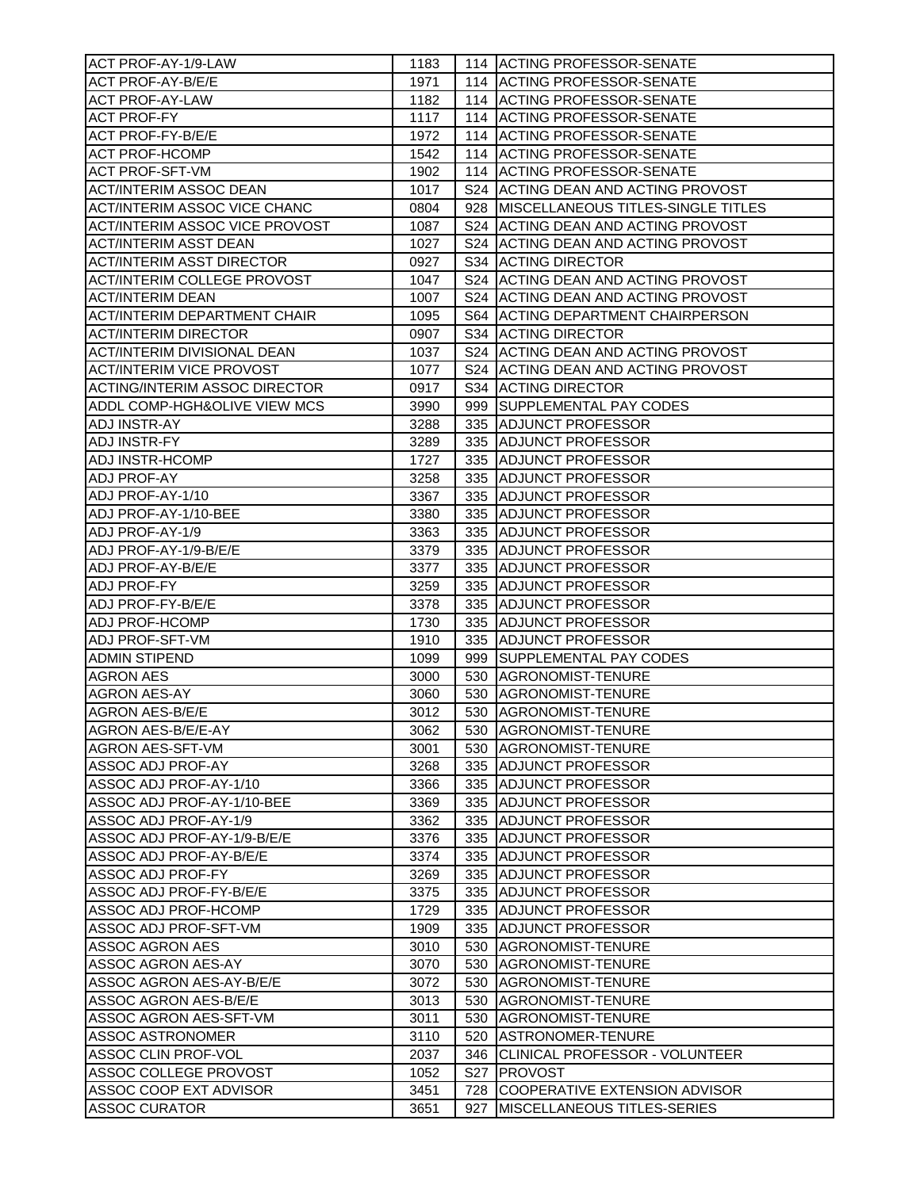| | | | |
|---|---|---|---|
| ACT PROF-AY-1/9-LAW | 1183 | 114 | ACTING PROFESSOR-SENATE |
| ACT PROF-AY-B/E/E | 1971 | 114 | ACTING PROFESSOR-SENATE |
| ACT PROF-AY-LAW | 1182 | 114 | ACTING PROFESSOR-SENATE |
| ACT PROF-FY | 1117 | 114 | ACTING PROFESSOR-SENATE |
| ACT PROF-FY-B/E/E | 1972 | 114 | ACTING PROFESSOR-SENATE |
| ACT PROF-HCOMP | 1542 | 114 | ACTING PROFESSOR-SENATE |
| ACT PROF-SFT-VM | 1902 | 114 | ACTING PROFESSOR-SENATE |
| ACT/INTERIM ASSOC DEAN | 1017 | S24 | ACTING DEAN AND ACTING PROVOST |
| ACT/INTERIM ASSOC VICE CHANC | 0804 | 928 | MISCELLANEOUS TITLES-SINGLE TITLES |
| ACT/INTERIM ASSOC VICE PROVOST | 1087 | S24 | ACTING DEAN AND ACTING PROVOST |
| ACT/INTERIM ASST DEAN | 1027 | S24 | ACTING DEAN AND ACTING PROVOST |
| ACT/INTERIM ASST DIRECTOR | 0927 | S34 | ACTING DIRECTOR |
| ACT/INTERIM COLLEGE PROVOST | 1047 | S24 | ACTING DEAN AND ACTING PROVOST |
| ACT/INTERIM DEAN | 1007 | S24 | ACTING DEAN AND ACTING PROVOST |
| ACT/INTERIM DEPARTMENT CHAIR | 1095 | S64 | ACTING DEPARTMENT CHAIRPERSON |
| ACT/INTERIM DIRECTOR | 0907 | S34 | ACTING DIRECTOR |
| ACT/INTERIM DIVISIONAL DEAN | 1037 | S24 | ACTING DEAN AND ACTING PROVOST |
| ACT/INTERIM VICE PROVOST | 1077 | S24 | ACTING DEAN AND ACTING PROVOST |
| ACTING/INTERIM ASSOC DIRECTOR | 0917 | S34 | ACTING DIRECTOR |
| ADDL COMP-HGH&OLIVE VIEW MCS | 3990 | 999 | SUPPLEMENTAL PAY CODES |
| ADJ INSTR-AY | 3288 | 335 | ADJUNCT PROFESSOR |
| ADJ INSTR-FY | 3289 | 335 | ADJUNCT PROFESSOR |
| ADJ INSTR-HCOMP | 1727 | 335 | ADJUNCT PROFESSOR |
| ADJ PROF-AY | 3258 | 335 | ADJUNCT PROFESSOR |
| ADJ PROF-AY-1/10 | 3367 | 335 | ADJUNCT PROFESSOR |
| ADJ PROF-AY-1/10-BEE | 3380 | 335 | ADJUNCT PROFESSOR |
| ADJ PROF-AY-1/9 | 3363 | 335 | ADJUNCT PROFESSOR |
| ADJ PROF-AY-1/9-B/E/E | 3379 | 335 | ADJUNCT PROFESSOR |
| ADJ PROF-AY-B/E/E | 3377 | 335 | ADJUNCT PROFESSOR |
| ADJ PROF-FY | 3259 | 335 | ADJUNCT PROFESSOR |
| ADJ PROF-FY-B/E/E | 3378 | 335 | ADJUNCT PROFESSOR |
| ADJ PROF-HCOMP | 1730 | 335 | ADJUNCT PROFESSOR |
| ADJ PROF-SFT-VM | 1910 | 335 | ADJUNCT PROFESSOR |
| ADMIN STIPEND | 1099 | 999 | SUPPLEMENTAL PAY CODES |
| AGRON AES | 3000 | 530 | AGRONOMIST-TENURE |
| AGRON AES-AY | 3060 | 530 | AGRONOMIST-TENURE |
| AGRON AES-B/E/E | 3012 | 530 | AGRONOMIST-TENURE |
| AGRON AES-B/E/E-AY | 3062 | 530 | AGRONOMIST-TENURE |
| AGRON AES-SFT-VM | 3001 | 530 | AGRONOMIST-TENURE |
| ASSOC ADJ PROF-AY | 3268 | 335 | ADJUNCT PROFESSOR |
| ASSOC ADJ PROF-AY-1/10 | 3366 | 335 | ADJUNCT PROFESSOR |
| ASSOC ADJ PROF-AY-1/10-BEE | 3369 | 335 | ADJUNCT PROFESSOR |
| ASSOC ADJ PROF-AY-1/9 | 3362 | 335 | ADJUNCT PROFESSOR |
| ASSOC ADJ PROF-AY-1/9-B/E/E | 3376 | 335 | ADJUNCT PROFESSOR |
| ASSOC ADJ PROF-AY-B/E/E | 3374 | 335 | ADJUNCT PROFESSOR |
| ASSOC ADJ PROF-FY | 3269 | 335 | ADJUNCT PROFESSOR |
| ASSOC ADJ PROF-FY-B/E/E | 3375 | 335 | ADJUNCT PROFESSOR |
| ASSOC ADJ PROF-HCOMP | 1729 | 335 | ADJUNCT PROFESSOR |
| ASSOC ADJ PROF-SFT-VM | 1909 | 335 | ADJUNCT PROFESSOR |
| ASSOC AGRON AES | 3010 | 530 | AGRONOMIST-TENURE |
| ASSOC AGRON AES-AY | 3070 | 530 | AGRONOMIST-TENURE |
| ASSOC AGRON AES-AY-B/E/E | 3072 | 530 | AGRONOMIST-TENURE |
| ASSOC AGRON AES-B/E/E | 3013 | 530 | AGRONOMIST-TENURE |
| ASSOC AGRON AES-SFT-VM | 3011 | 530 | AGRONOMIST-TENURE |
| ASSOC ASTRONOMER | 3110 | 520 | ASTRONOMER-TENURE |
| ASSOC CLIN PROF-VOL | 2037 | 346 | CLINICAL PROFESSOR - VOLUNTEER |
| ASSOC COLLEGE PROVOST | 1052 | S27 | PROVOST |
| ASSOC COOP EXT ADVISOR | 3451 | 728 | COOPERATIVE EXTENSION ADVISOR |
| ASSOC CURATOR | 3651 | 927 | MISCELLANEOUS TITLES-SERIES |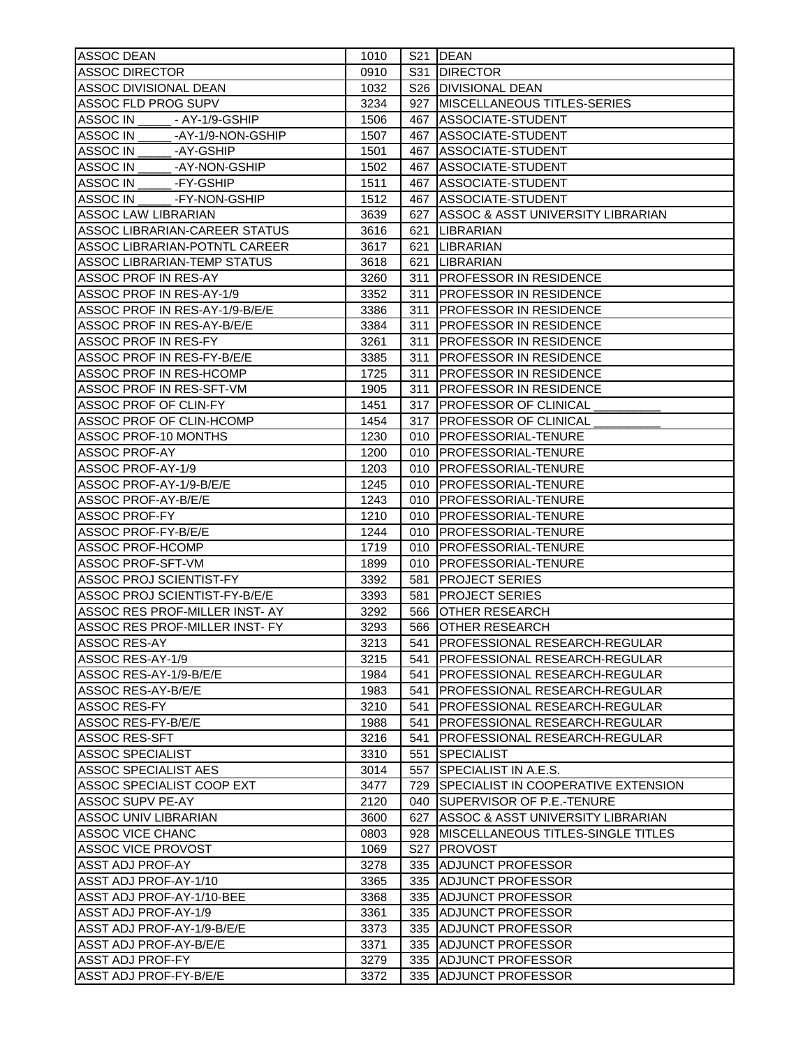| ASSOC DEAN | 1010 | S21 | DEAN |
|---|---|---|---|
| ASSOC DIRECTOR | 0910 | S31 | DIRECTOR |
| ASSOC DIVISIONAL DEAN | 1032 | S26 | DIVISIONAL DEAN |
| ASSOC FLD PROG SUPV | 3234 | 927 | MISCELLANEOUS TITLES-SERIES |
| ASSOC IN _____ - AY-1/9-GSHIP | 1506 | 467 | ASSOCIATE-STUDENT |
| ASSOC IN _____ -AY-1/9-NON-GSHIP | 1507 | 467 | ASSOCIATE-STUDENT |
| ASSOC IN _____ -AY-GSHIP | 1501 | 467 | ASSOCIATE-STUDENT |
| ASSOC IN _____ -AY-NON-GSHIP | 1502 | 467 | ASSOCIATE-STUDENT |
| ASSOC IN _____ -FY-GSHIP | 1511 | 467 | ASSOCIATE-STUDENT |
| ASSOC IN _____ -FY-NON-GSHIP | 1512 | 467 | ASSOCIATE-STUDENT |
| ASSOC LAW LIBRARIAN | 3639 | 627 | ASSOC & ASST UNIVERSITY LIBRARIAN |
| ASSOC LIBRARIAN-CAREER STATUS | 3616 | 621 | LIBRARIAN |
| ASSOC LIBRARIAN-POTNTL CAREER | 3617 | 621 | LIBRARIAN |
| ASSOC LIBRARIAN-TEMP STATUS | 3618 | 621 | LIBRARIAN |
| ASSOC PROF IN RES-AY | 3260 | 311 | PROFESSOR IN RESIDENCE |
| ASSOC PROF IN RES-AY-1/9 | 3352 | 311 | PROFESSOR IN RESIDENCE |
| ASSOC PROF IN RES-AY-1/9-B/E/E | 3386 | 311 | PROFESSOR IN RESIDENCE |
| ASSOC PROF IN RES-AY-B/E/E | 3384 | 311 | PROFESSOR IN RESIDENCE |
| ASSOC PROF IN RES-FY | 3261 | 311 | PROFESSOR IN RESIDENCE |
| ASSOC PROF IN RES-FY-B/E/E | 3385 | 311 | PROFESSOR IN RESIDENCE |
| ASSOC PROF IN RES-HCOMP | 1725 | 311 | PROFESSOR IN RESIDENCE |
| ASSOC PROF IN RES-SFT-VM | 1905 | 311 | PROFESSOR IN RESIDENCE |
| ASSOC PROF OF CLIN-FY | 1451 | 317 | PROFESSOR OF CLINICAL __________ |
| ASSOC PROF OF CLIN-HCOMP | 1454 | 317 | PROFESSOR OF CLINICAL __________ |
| ASSOC PROF-10 MONTHS | 1230 | 010 | PROFESSORIAL-TENURE |
| ASSOC PROF-AY | 1200 | 010 | PROFESSORIAL-TENURE |
| ASSOC PROF-AY-1/9 | 1203 | 010 | PROFESSORIAL-TENURE |
| ASSOC PROF-AY-1/9-B/E/E | 1245 | 010 | PROFESSORIAL-TENURE |
| ASSOC PROF-AY-B/E/E | 1243 | 010 | PROFESSORIAL-TENURE |
| ASSOC PROF-FY | 1210 | 010 | PROFESSORIAL-TENURE |
| ASSOC PROF-FY-B/E/E | 1244 | 010 | PROFESSORIAL-TENURE |
| ASSOC PROF-HCOMP | 1719 | 010 | PROFESSORIAL-TENURE |
| ASSOC PROF-SFT-VM | 1899 | 010 | PROFESSORIAL-TENURE |
| ASSOC PROJ SCIENTIST-FY | 3392 | 581 | PROJECT SERIES |
| ASSOC PROJ SCIENTIST-FY-B/E/E | 3393 | 581 | PROJECT SERIES |
| ASSOC RES PROF-MILLER INST- AY | 3292 | 566 | OTHER RESEARCH |
| ASSOC RES PROF-MILLER INST- FY | 3293 | 566 | OTHER RESEARCH |
| ASSOC RES-AY | 3213 | 541 | PROFESSIONAL RESEARCH-REGULAR |
| ASSOC RES-AY-1/9 | 3215 | 541 | PROFESSIONAL RESEARCH-REGULAR |
| ASSOC RES-AY-1/9-B/E/E | 1984 | 541 | PROFESSIONAL RESEARCH-REGULAR |
| ASSOC RES-AY-B/E/E | 1983 | 541 | PROFESSIONAL RESEARCH-REGULAR |
| ASSOC RES-FY | 3210 | 541 | PROFESSIONAL RESEARCH-REGULAR |
| ASSOC RES-FY-B/E/E | 1988 | 541 | PROFESSIONAL RESEARCH-REGULAR |
| ASSOC RES-SFT | 3216 | 541 | PROFESSIONAL RESEARCH-REGULAR |
| ASSOC SPECIALIST | 3310 | 551 | SPECIALIST |
| ASSOC SPECIALIST AES | 3014 | 557 | SPECIALIST IN A.E.S. |
| ASSOC SPECIALIST COOP EXT | 3477 | 729 | SPECIALIST IN COOPERATIVE EXTENSION |
| ASSOC SUPV PE-AY | 2120 | 040 | SUPERVISOR OF P.E.-TENURE |
| ASSOC UNIV LIBRARIAN | 3600 | 627 | ASSOC & ASST UNIVERSITY LIBRARIAN |
| ASSOC VICE CHANC | 0803 | 928 | MISCELLANEOUS TITLES-SINGLE TITLES |
| ASSOC VICE PROVOST | 1069 | S27 | PROVOST |
| ASST ADJ PROF-AY | 3278 | 335 | ADJUNCT PROFESSOR |
| ASST ADJ PROF-AY-1/10 | 3365 | 335 | ADJUNCT PROFESSOR |
| ASST ADJ PROF-AY-1/10-BEE | 3368 | 335 | ADJUNCT PROFESSOR |
| ASST ADJ PROF-AY-1/9 | 3361 | 335 | ADJUNCT PROFESSOR |
| ASST ADJ PROF-AY-1/9-B/E/E | 3373 | 335 | ADJUNCT PROFESSOR |
| ASST ADJ PROF-AY-B/E/E | 3371 | 335 | ADJUNCT PROFESSOR |
| ASST ADJ PROF-FY | 3279 | 335 | ADJUNCT PROFESSOR |
| ASST ADJ PROF-FY-B/E/E | 3372 | 335 | ADJUNCT PROFESSOR |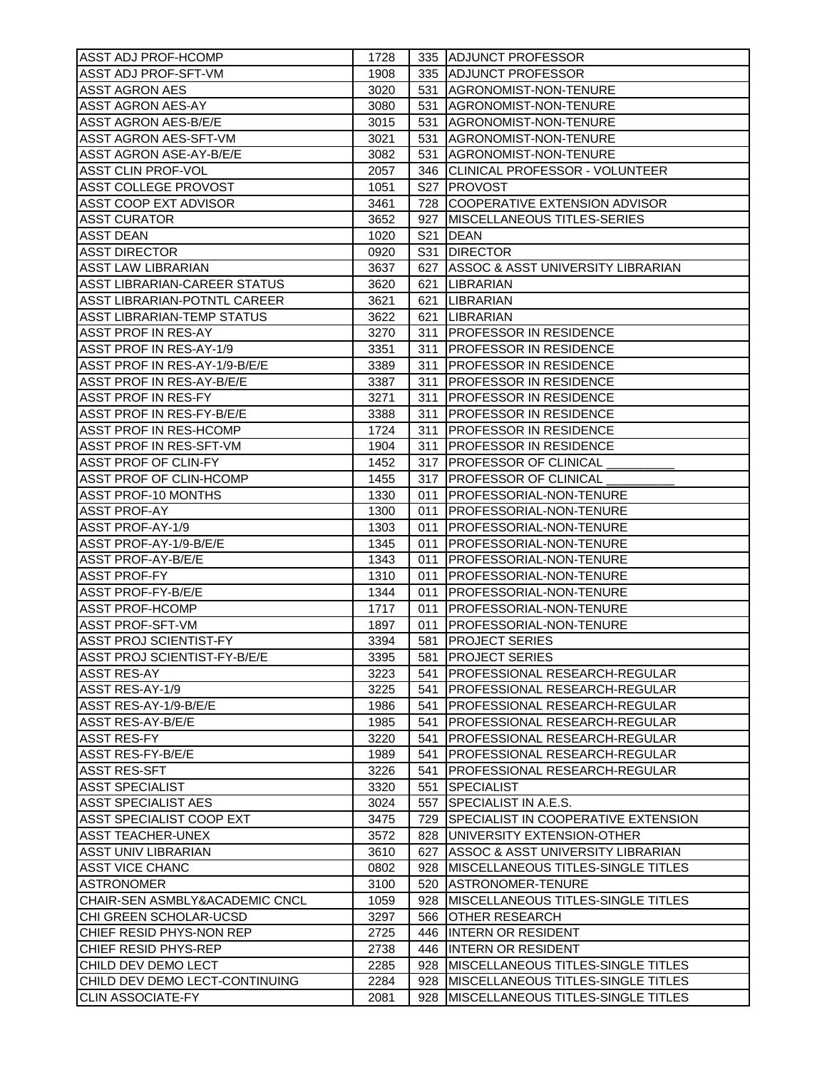| | | | |
|---|---|---|---|
| ASST ADJ PROF-HCOMP | 1728 | 335 | ADJUNCT PROFESSOR |
| ASST ADJ PROF-SFT-VM | 1908 | 335 | ADJUNCT PROFESSOR |
| ASST AGRON AES | 3020 | 531 | AGRONOMIST-NON-TENURE |
| ASST AGRON AES-AY | 3080 | 531 | AGRONOMIST-NON-TENURE |
| ASST AGRON AES-B/E/E | 3015 | 531 | AGRONOMIST-NON-TENURE |
| ASST AGRON AES-SFT-VM | 3021 | 531 | AGRONOMIST-NON-TENURE |
| ASST AGRON ASE-AY-B/E/E | 3082 | 531 | AGRONOMIST-NON-TENURE |
| ASST CLIN PROF-VOL | 2057 | 346 | CLINICAL PROFESSOR - VOLUNTEER |
| ASST COLLEGE PROVOST | 1051 | S27 | PROVOST |
| ASST COOP EXT ADVISOR | 3461 | 728 | COOPERATIVE EXTENSION ADVISOR |
| ASST CURATOR | 3652 | 927 | MISCELLANEOUS TITLES-SERIES |
| ASST DEAN | 1020 | S21 | DEAN |
| ASST DIRECTOR | 0920 | S31 | DIRECTOR |
| ASST LAW LIBRARIAN | 3637 | 627 | ASSOC & ASST UNIVERSITY LIBRARIAN |
| ASST LIBRARIAN-CAREER STATUS | 3620 | 621 | LIBRARIAN |
| ASST LIBRARIAN-POTNTL CAREER | 3621 | 621 | LIBRARIAN |
| ASST LIBRARIAN-TEMP STATUS | 3622 | 621 | LIBRARIAN |
| ASST PROF IN RES-AY | 3270 | 311 | PROFESSOR IN RESIDENCE |
| ASST PROF IN RES-AY-1/9 | 3351 | 311 | PROFESSOR IN RESIDENCE |
| ASST PROF IN RES-AY-1/9-B/E/E | 3389 | 311 | PROFESSOR IN RESIDENCE |
| ASST PROF IN RES-AY-B/E/E | 3387 | 311 | PROFESSOR IN RESIDENCE |
| ASST PROF IN RES-FY | 3271 | 311 | PROFESSOR IN RESIDENCE |
| ASST PROF IN RES-FY-B/E/E | 3388 | 311 | PROFESSOR IN RESIDENCE |
| ASST PROF IN RES-HCOMP | 1724 | 311 | PROFESSOR IN RESIDENCE |
| ASST PROF IN RES-SFT-VM | 1904 | 311 | PROFESSOR IN RESIDENCE |
| ASST PROF OF CLIN-FY | 1452 | 317 | PROFESSOR OF CLINICAL __________ |
| ASST PROF OF CLIN-HCOMP | 1455 | 317 | PROFESSOR OF CLINICAL __________ |
| ASST PROF-10 MONTHS | 1330 | 011 | PROFESSORIAL-NON-TENURE |
| ASST PROF-AY | 1300 | 011 | PROFESSORIAL-NON-TENURE |
| ASST PROF-AY-1/9 | 1303 | 011 | PROFESSORIAL-NON-TENURE |
| ASST PROF-AY-1/9-B/E/E | 1345 | 011 | PROFESSORIAL-NON-TENURE |
| ASST PROF-AY-B/E/E | 1343 | 011 | PROFESSORIAL-NON-TENURE |
| ASST PROF-FY | 1310 | 011 | PROFESSORIAL-NON-TENURE |
| ASST PROF-FY-B/E/E | 1344 | 011 | PROFESSORIAL-NON-TENURE |
| ASST PROF-HCOMP | 1717 | 011 | PROFESSORIAL-NON-TENURE |
| ASST PROF-SFT-VM | 1897 | 011 | PROFESSORIAL-NON-TENURE |
| ASST PROJ SCIENTIST-FY | 3394 | 581 | PROJECT SERIES |
| ASST PROJ SCIENTIST-FY-B/E/E | 3395 | 581 | PROJECT SERIES |
| ASST RES-AY | 3223 | 541 | PROFESSIONAL RESEARCH-REGULAR |
| ASST RES-AY-1/9 | 3225 | 541 | PROFESSIONAL RESEARCH-REGULAR |
| ASST RES-AY-1/9-B/E/E | 1986 | 541 | PROFESSIONAL RESEARCH-REGULAR |
| ASST RES-AY-B/E/E | 1985 | 541 | PROFESSIONAL RESEARCH-REGULAR |
| ASST RES-FY | 3220 | 541 | PROFESSIONAL RESEARCH-REGULAR |
| ASST RES-FY-B/E/E | 1989 | 541 | PROFESSIONAL RESEARCH-REGULAR |
| ASST RES-SFT | 3226 | 541 | PROFESSIONAL RESEARCH-REGULAR |
| ASST SPECIALIST | 3320 | 551 | SPECIALIST |
| ASST SPECIALIST AES | 3024 | 557 | SPECIALIST IN A.E.S. |
| ASST SPECIALIST COOP EXT | 3475 | 729 | SPECIALIST IN COOPERATIVE EXTENSION |
| ASST TEACHER-UNEX | 3572 | 828 | UNIVERSITY EXTENSION-OTHER |
| ASST UNIV LIBRARIAN | 3610 | 627 | ASSOC & ASST UNIVERSITY LIBRARIAN |
| ASST VICE CHANC | 0802 | 928 | MISCELLANEOUS TITLES-SINGLE TITLES |
| ASTRONOMER | 3100 | 520 | ASTRONOMER-TENURE |
| CHAIR-SEN ASMBLY&ACADEMIC CNCL | 1059 | 928 | MISCELLANEOUS TITLES-SINGLE TITLES |
| CHI GREEN SCHOLAR-UCSD | 3297 | 566 | OTHER RESEARCH |
| CHIEF RESID PHYS-NON REP | 2725 | 446 | INTERN OR RESIDENT |
| CHIEF RESID PHYS-REP | 2738 | 446 | INTERN OR RESIDENT |
| CHILD DEV DEMO LECT | 2285 | 928 | MISCELLANEOUS TITLES-SINGLE TITLES |
| CHILD DEV DEMO LECT-CONTINUING | 2284 | 928 | MISCELLANEOUS TITLES-SINGLE TITLES |
| CLIN ASSOCIATE-FY | 2081 | 928 | MISCELLANEOUS TITLES-SINGLE TITLES |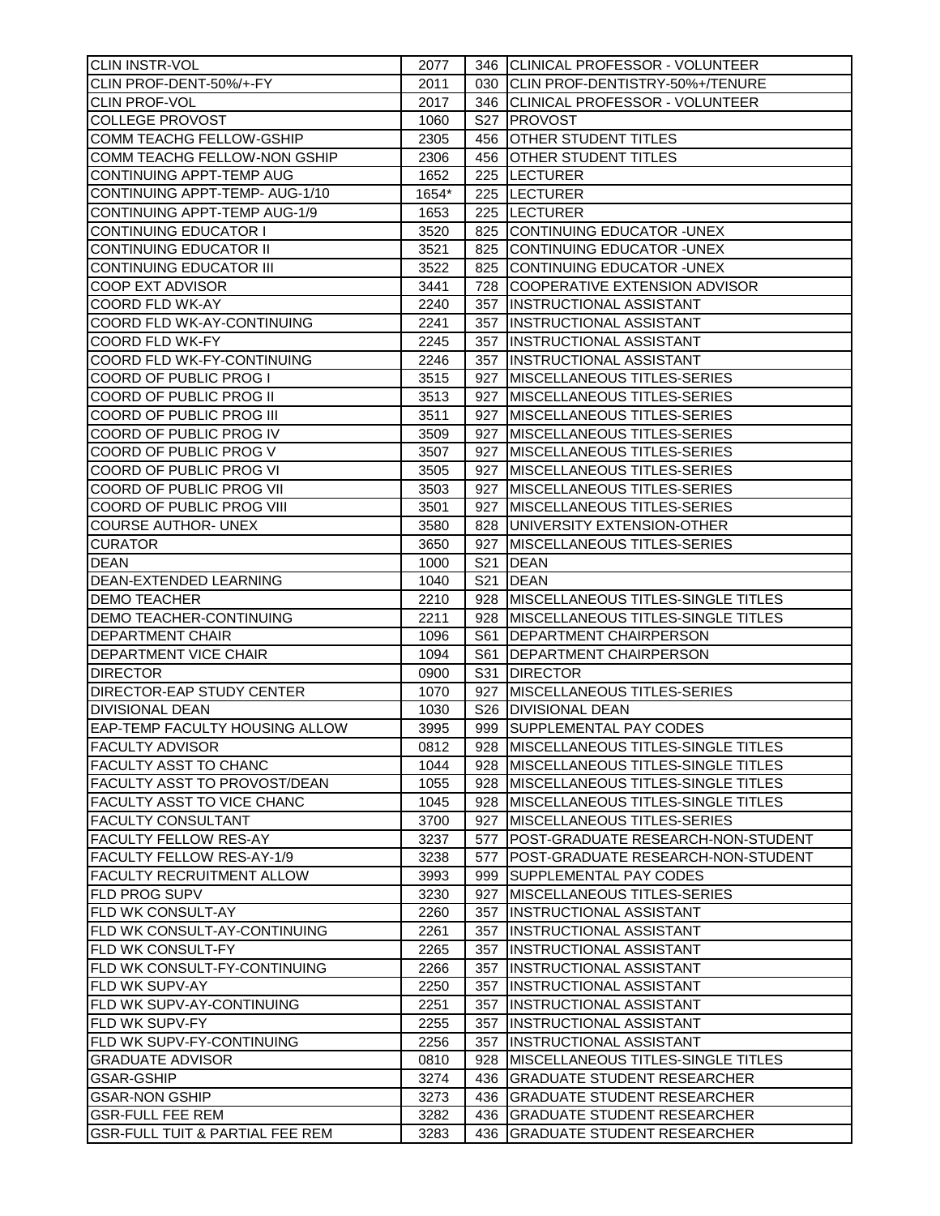| CLIN INSTR-VOL | 2077 | 346 | CLINICAL PROFESSOR - VOLUNTEER |
|---|---|---|---|
| CLIN PROF-DENT-50%/+-FY | 2011 | 030 | CLIN PROF-DENTISTRY-50%+/TENURE |
| CLIN PROF-VOL | 2017 | 346 | CLINICAL PROFESSOR - VOLUNTEER |
| COLLEGE PROVOST | 1060 | S27 | PROVOST |
| COMM TEACHG FELLOW-GSHIP | 2305 | 456 | OTHER STUDENT TITLES |
| COMM TEACHG FELLOW-NON GSHIP | 2306 | 456 | OTHER STUDENT TITLES |
| CONTINUING APPT-TEMP AUG | 1652 | 225 | LECTURER |
| CONTINUING APPT-TEMP- AUG-1/10 | 1654* | 225 | LECTURER |
| CONTINUING APPT-TEMP AUG-1/9 | 1653 | 225 | LECTURER |
| CONTINUING EDUCATOR I | 3520 | 825 | CONTINUING EDUCATOR -UNEX |
| CONTINUING EDUCATOR II | 3521 | 825 | CONTINUING EDUCATOR -UNEX |
| CONTINUING EDUCATOR III | 3522 | 825 | CONTINUING EDUCATOR -UNEX |
| COOP EXT ADVISOR | 3441 | 728 | COOPERATIVE EXTENSION ADVISOR |
| COORD FLD WK-AY | 2240 | 357 | INSTRUCTIONAL ASSISTANT |
| COORD FLD WK-AY-CONTINUING | 2241 | 357 | INSTRUCTIONAL ASSISTANT |
| COORD FLD WK-FY | 2245 | 357 | INSTRUCTIONAL ASSISTANT |
| COORD FLD WK-FY-CONTINUING | 2246 | 357 | INSTRUCTIONAL ASSISTANT |
| COORD OF PUBLIC PROG I | 3515 | 927 | MISCELLANEOUS TITLES-SERIES |
| COORD OF PUBLIC PROG II | 3513 | 927 | MISCELLANEOUS TITLES-SERIES |
| COORD OF PUBLIC PROG III | 3511 | 927 | MISCELLANEOUS TITLES-SERIES |
| COORD OF PUBLIC PROG IV | 3509 | 927 | MISCELLANEOUS TITLES-SERIES |
| COORD OF PUBLIC PROG V | 3507 | 927 | MISCELLANEOUS TITLES-SERIES |
| COORD OF PUBLIC PROG VI | 3505 | 927 | MISCELLANEOUS TITLES-SERIES |
| COORD OF PUBLIC PROG VII | 3503 | 927 | MISCELLANEOUS TITLES-SERIES |
| COORD OF PUBLIC PROG VIII | 3501 | 927 | MISCELLANEOUS TITLES-SERIES |
| COURSE AUTHOR- UNEX | 3580 | 828 | UNIVERSITY EXTENSION-OTHER |
| CURATOR | 3650 | 927 | MISCELLANEOUS TITLES-SERIES |
| DEAN | 1000 | S21 | DEAN |
| DEAN-EXTENDED LEARNING | 1040 | S21 | DEAN |
| DEMO TEACHER | 2210 | 928 | MISCELLANEOUS TITLES-SINGLE TITLES |
| DEMO TEACHER-CONTINUING | 2211 | 928 | MISCELLANEOUS TITLES-SINGLE TITLES |
| DEPARTMENT CHAIR | 1096 | S61 | DEPARTMENT CHAIRPERSON |
| DEPARTMENT VICE CHAIR | 1094 | S61 | DEPARTMENT CHAIRPERSON |
| DIRECTOR | 0900 | S31 | DIRECTOR |
| DIRECTOR-EAP STUDY CENTER | 1070 | 927 | MISCELLANEOUS TITLES-SERIES |
| DIVISIONAL DEAN | 1030 | S26 | DIVISIONAL DEAN |
| EAP-TEMP FACULTY HOUSING ALLOW | 3995 | 999 | SUPPLEMENTAL PAY CODES |
| FACULTY ADVISOR | 0812 | 928 | MISCELLANEOUS TITLES-SINGLE TITLES |
| FACULTY ASST TO CHANC | 1044 | 928 | MISCELLANEOUS TITLES-SINGLE TITLES |
| FACULTY ASST TO PROVOST/DEAN | 1055 | 928 | MISCELLANEOUS TITLES-SINGLE TITLES |
| FACULTY ASST TO VICE CHANC | 1045 | 928 | MISCELLANEOUS TITLES-SINGLE TITLES |
| FACULTY CONSULTANT | 3700 | 927 | MISCELLANEOUS TITLES-SERIES |
| FACULTY FELLOW RES-AY | 3237 | 577 | POST-GRADUATE RESEARCH-NON-STUDENT |
| FACULTY FELLOW RES-AY-1/9 | 3238 | 577 | POST-GRADUATE RESEARCH-NON-STUDENT |
| FACULTY RECRUITMENT ALLOW | 3993 | 999 | SUPPLEMENTAL PAY CODES |
| FLD PROG SUPV | 3230 | 927 | MISCELLANEOUS TITLES-SERIES |
| FLD WK CONSULT-AY | 2260 | 357 | INSTRUCTIONAL ASSISTANT |
| FLD WK CONSULT-AY-CONTINUING | 2261 | 357 | INSTRUCTIONAL ASSISTANT |
| FLD WK CONSULT-FY | 2265 | 357 | INSTRUCTIONAL ASSISTANT |
| FLD WK CONSULT-FY-CONTINUING | 2266 | 357 | INSTRUCTIONAL ASSISTANT |
| FLD WK SUPV-AY | 2250 | 357 | INSTRUCTIONAL ASSISTANT |
| FLD WK SUPV-AY-CONTINUING | 2251 | 357 | INSTRUCTIONAL ASSISTANT |
| FLD WK SUPV-FY | 2255 | 357 | INSTRUCTIONAL ASSISTANT |
| FLD WK SUPV-FY-CONTINUING | 2256 | 357 | INSTRUCTIONAL ASSISTANT |
| GRADUATE ADVISOR | 0810 | 928 | MISCELLANEOUS TITLES-SINGLE TITLES |
| GSAR-GSHIP | 3274 | 436 | GRADUATE STUDENT RESEARCHER |
| GSAR-NON GSHIP | 3273 | 436 | GRADUATE STUDENT RESEARCHER |
| GSR-FULL FEE REM | 3282 | 436 | GRADUATE STUDENT RESEARCHER |
| GSR-FULL TUIT & PARTIAL FEE REM | 3283 | 436 | GRADUATE STUDENT RESEARCHER |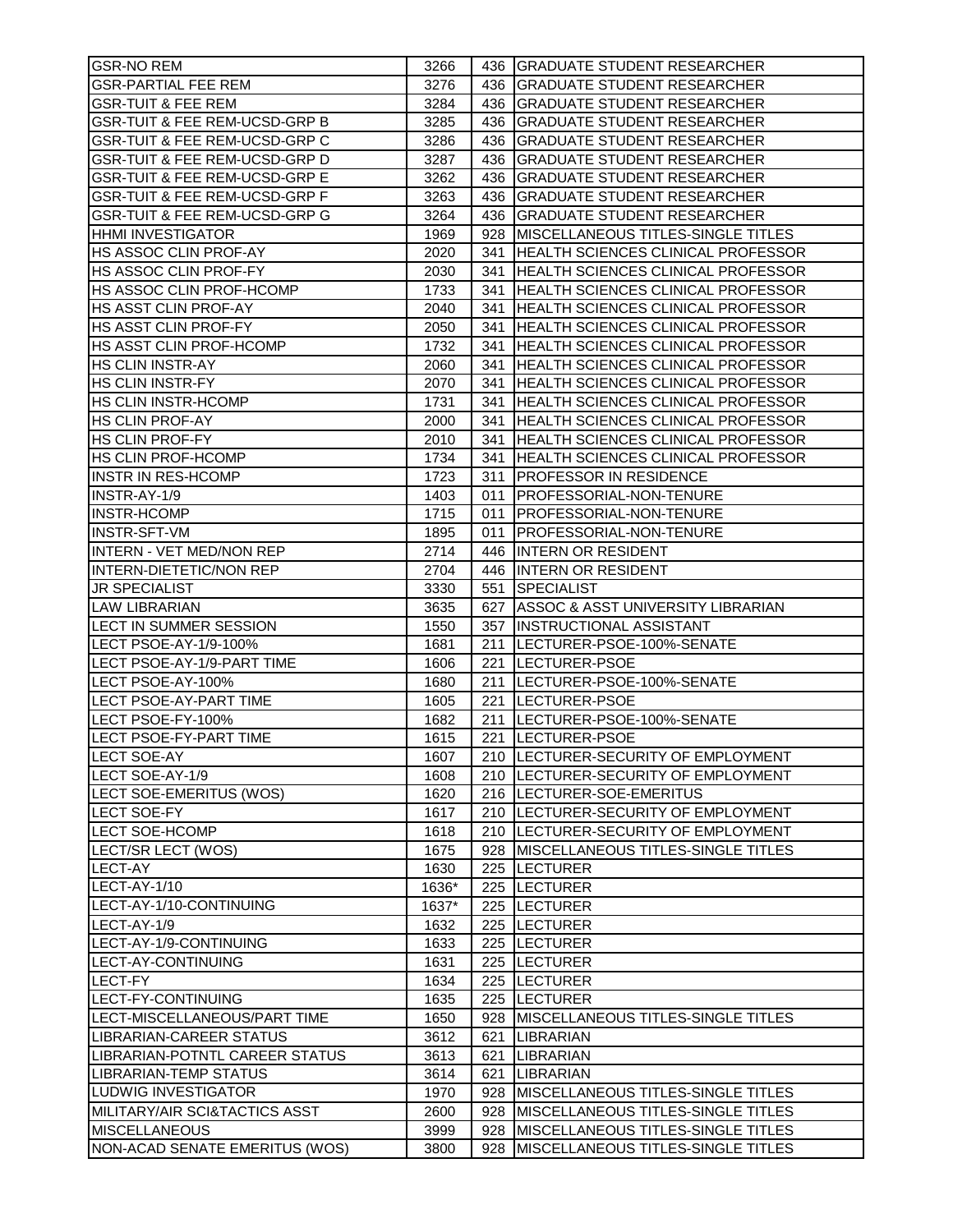| | | | |
|---|---|---|---|
| GSR-NO REM | 3266 | 436 | GRADUATE STUDENT RESEARCHER |
| GSR-PARTIAL FEE REM | 3276 | 436 | GRADUATE STUDENT RESEARCHER |
| GSR-TUIT & FEE REM | 3284 | 436 | GRADUATE STUDENT RESEARCHER |
| GSR-TUIT & FEE REM-UCSD-GRP B | 3285 | 436 | GRADUATE STUDENT RESEARCHER |
| GSR-TUIT & FEE REM-UCSD-GRP C | 3286 | 436 | GRADUATE STUDENT RESEARCHER |
| GSR-TUIT & FEE REM-UCSD-GRP D | 3287 | 436 | GRADUATE STUDENT RESEARCHER |
| GSR-TUIT & FEE REM-UCSD-GRP E | 3262 | 436 | GRADUATE STUDENT RESEARCHER |
| GSR-TUIT & FEE REM-UCSD-GRP F | 3263 | 436 | GRADUATE STUDENT RESEARCHER |
| GSR-TUIT & FEE REM-UCSD-GRP G | 3264 | 436 | GRADUATE STUDENT RESEARCHER |
| HHMI INVESTIGATOR | 1969 | 928 | MISCELLANEOUS TITLES-SINGLE TITLES |
| HS ASSOC CLIN PROF-AY | 2020 | 341 | HEALTH SCIENCES CLINICAL PROFESSOR |
| HS ASSOC CLIN PROF-FY | 2030 | 341 | HEALTH SCIENCES CLINICAL PROFESSOR |
| HS ASSOC CLIN PROF-HCOMP | 1733 | 341 | HEALTH SCIENCES CLINICAL PROFESSOR |
| HS ASST CLIN PROF-AY | 2040 | 341 | HEALTH SCIENCES CLINICAL PROFESSOR |
| HS ASST CLIN PROF-FY | 2050 | 341 | HEALTH SCIENCES CLINICAL PROFESSOR |
| HS ASST CLIN PROF-HCOMP | 1732 | 341 | HEALTH SCIENCES CLINICAL PROFESSOR |
| HS CLIN INSTR-AY | 2060 | 341 | HEALTH SCIENCES CLINICAL PROFESSOR |
| HS CLIN INSTR-FY | 2070 | 341 | HEALTH SCIENCES CLINICAL PROFESSOR |
| HS CLIN INSTR-HCOMP | 1731 | 341 | HEALTH SCIENCES CLINICAL PROFESSOR |
| HS CLIN PROF-AY | 2000 | 341 | HEALTH SCIENCES CLINICAL PROFESSOR |
| HS CLIN PROF-FY | 2010 | 341 | HEALTH SCIENCES CLINICAL PROFESSOR |
| HS CLIN PROF-HCOMP | 1734 | 341 | HEALTH SCIENCES CLINICAL PROFESSOR |
| INSTR IN RES-HCOMP | 1723 | 311 | PROFESSOR IN RESIDENCE |
| INSTR-AY-1/9 | 1403 | 011 | PROFESSORIAL-NON-TENURE |
| INSTR-HCOMP | 1715 | 011 | PROFESSORIAL-NON-TENURE |
| INSTR-SFT-VM | 1895 | 011 | PROFESSORIAL-NON-TENURE |
| INTERN - VET MED/NON REP | 2714 | 446 | INTERN OR RESIDENT |
| INTERN-DIETETIC/NON REP | 2704 | 446 | INTERN OR RESIDENT |
| JR SPECIALIST | 3330 | 551 | SPECIALIST |
| LAW LIBRARIAN | 3635 | 627 | ASSOC & ASST UNIVERSITY LIBRARIAN |
| LECT IN SUMMER SESSION | 1550 | 357 | INSTRUCTIONAL ASSISTANT |
| LECT PSOE-AY-1/9-100% | 1681 | 211 | LECTURER-PSOE-100%-SENATE |
| LECT PSOE-AY-1/9-PART TIME | 1606 | 221 | LECTURER-PSOE |
| LECT PSOE-AY-100% | 1680 | 211 | LECTURER-PSOE-100%-SENATE |
| LECT PSOE-AY-PART TIME | 1605 | 221 | LECTURER-PSOE |
| LECT PSOE-FY-100% | 1682 | 211 | LECTURER-PSOE-100%-SENATE |
| LECT PSOE-FY-PART TIME | 1615 | 221 | LECTURER-PSOE |
| LECT SOE-AY | 1607 | 210 | LECTURER-SECURITY OF EMPLOYMENT |
| LECT SOE-AY-1/9 | 1608 | 210 | LECTURER-SECURITY OF EMPLOYMENT |
| LECT SOE-EMERITUS (WOS) | 1620 | 216 | LECTURER-SOE-EMERITUS |
| LECT SOE-FY | 1617 | 210 | LECTURER-SECURITY OF EMPLOYMENT |
| LECT SOE-HCOMP | 1618 | 210 | LECTURER-SECURITY OF EMPLOYMENT |
| LECT/SR LECT (WOS) | 1675 | 928 | MISCELLANEOUS TITLES-SINGLE TITLES |
| LECT-AY | 1630 | 225 | LECTURER |
| LECT-AY-1/10 | 1636* | 225 | LECTURER |
| LECT-AY-1/10-CONTINUING | 1637* | 225 | LECTURER |
| LECT-AY-1/9 | 1632 | 225 | LECTURER |
| LECT-AY-1/9-CONTINUING | 1633 | 225 | LECTURER |
| LECT-AY-CONTINUING | 1631 | 225 | LECTURER |
| LECT-FY | 1634 | 225 | LECTURER |
| LECT-FY-CONTINUING | 1635 | 225 | LECTURER |
| LECT-MISCELLANEOUS/PART TIME | 1650 | 928 | MISCELLANEOUS TITLES-SINGLE TITLES |
| LIBRARIAN-CAREER STATUS | 3612 | 621 | LIBRARIAN |
| LIBRARIAN-POTNTL CAREER STATUS | 3613 | 621 | LIBRARIAN |
| LIBRARIAN-TEMP STATUS | 3614 | 621 | LIBRARIAN |
| LUDWIG INVESTIGATOR | 1970 | 928 | MISCELLANEOUS TITLES-SINGLE TITLES |
| MILITARY/AIR SCI&TACTICS ASST | 2600 | 928 | MISCELLANEOUS TITLES-SINGLE TITLES |
| MISCELLANEOUS | 3999 | 928 | MISCELLANEOUS TITLES-SINGLE TITLES |
| NON-ACAD SENATE EMERITUS (WOS) | 3800 | 928 | MISCELLANEOUS TITLES-SINGLE TITLES |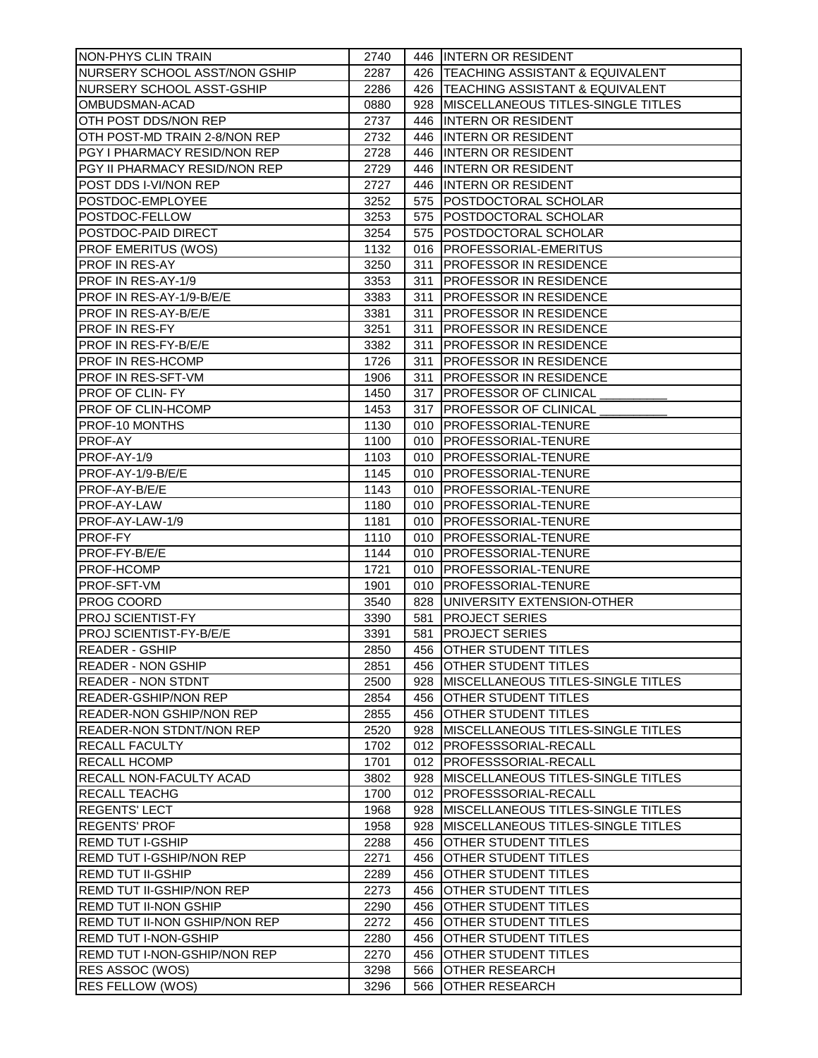| | | | |
|---|---|---|---|
| NON-PHYS CLIN TRAIN | 2740 | 446 | INTERN OR RESIDENT |
| NURSERY SCHOOL ASST/NON GSHIP | 2287 | 426 | TEACHING ASSISTANT & EQUIVALENT |
| NURSERY SCHOOL ASST-GSHIP | 2286 | 426 | TEACHING ASSISTANT & EQUIVALENT |
| OMBUDSMAN-ACAD | 0880 | 928 | MISCELLANEOUS TITLES-SINGLE TITLES |
| OTH POST DDS/NON REP | 2737 | 446 | INTERN OR RESIDENT |
| OTH POST-MD TRAIN 2-8/NON REP | 2732 | 446 | INTERN OR RESIDENT |
| PGY I PHARMACY RESID/NON REP | 2728 | 446 | INTERN OR RESIDENT |
| PGY II PHARMACY RESID/NON REP | 2729 | 446 | INTERN OR RESIDENT |
| POST DDS I-VI/NON REP | 2727 | 446 | INTERN OR RESIDENT |
| POSTDOC-EMPLOYEE | 3252 | 575 | POSTDOCTORAL SCHOLAR |
| POSTDOC-FELLOW | 3253 | 575 | POSTDOCTORAL SCHOLAR |
| POSTDOC-PAID DIRECT | 3254 | 575 | POSTDOCTORAL SCHOLAR |
| PROF EMERITUS (WOS) | 1132 | 016 | PROFESSORIAL-EMERITUS |
| PROF IN RES-AY | 3250 | 311 | PROFESSOR IN RESIDENCE |
| PROF IN RES-AY-1/9 | 3353 | 311 | PROFESSOR IN RESIDENCE |
| PROF IN RES-AY-1/9-B/E/E | 3383 | 311 | PROFESSOR IN RESIDENCE |
| PROF IN RES-AY-B/E/E | 3381 | 311 | PROFESSOR IN RESIDENCE |
| PROF IN RES-FY | 3251 | 311 | PROFESSOR IN RESIDENCE |
| PROF IN RES-FY-B/E/E | 3382 | 311 | PROFESSOR IN RESIDENCE |
| PROF IN RES-HCOMP | 1726 | 311 | PROFESSOR IN RESIDENCE |
| PROF IN RES-SFT-VM | 1906 | 311 | PROFESSOR IN RESIDENCE |
| PROF OF CLIN- FY | 1450 | 317 | PROFESSOR OF CLINICAL __________ |
| PROF OF CLIN-HCOMP | 1453 | 317 | PROFESSOR OF CLINICAL __________ |
| PROF-10 MONTHS | 1130 | 010 | PROFESSORIAL-TENURE |
| PROF-AY | 1100 | 010 | PROFESSORIAL-TENURE |
| PROF-AY-1/9 | 1103 | 010 | PROFESSORIAL-TENURE |
| PROF-AY-1/9-B/E/E | 1145 | 010 | PROFESSORIAL-TENURE |
| PROF-AY-B/E/E | 1143 | 010 | PROFESSORIAL-TENURE |
| PROF-AY-LAW | 1180 | 010 | PROFESSORIAL-TENURE |
| PROF-AY-LAW-1/9 | 1181 | 010 | PROFESSORIAL-TENURE |
| PROF-FY | 1110 | 010 | PROFESSORIAL-TENURE |
| PROF-FY-B/E/E | 1144 | 010 | PROFESSORIAL-TENURE |
| PROF-HCOMP | 1721 | 010 | PROFESSORIAL-TENURE |
| PROF-SFT-VM | 1901 | 010 | PROFESSORIAL-TENURE |
| PROG COORD | 3540 | 828 | UNIVERSITY EXTENSION-OTHER |
| PROJ SCIENTIST-FY | 3390 | 581 | PROJECT SERIES |
| PROJ SCIENTIST-FY-B/E/E | 3391 | 581 | PROJECT SERIES |
| READER - GSHIP | 2850 | 456 | OTHER STUDENT TITLES |
| READER - NON GSHIP | 2851 | 456 | OTHER STUDENT TITLES |
| READER - NON STDNT | 2500 | 928 | MISCELLANEOUS TITLES-SINGLE TITLES |
| READER-GSHIP/NON REP | 2854 | 456 | OTHER STUDENT TITLES |
| READER-NON GSHIP/NON REP | 2855 | 456 | OTHER STUDENT TITLES |
| READER-NON STDNT/NON REP | 2520 | 928 | MISCELLANEOUS TITLES-SINGLE TITLES |
| RECALL FACULTY | 1702 | 012 | PROFESSSORIAL-RECALL |
| RECALL HCOMP | 1701 | 012 | PROFESSSORIAL-RECALL |
| RECALL NON-FACULTY ACAD | 3802 | 928 | MISCELLANEOUS TITLES-SINGLE TITLES |
| RECALL TEACHG | 1700 | 012 | PROFESSSORIAL-RECALL |
| REGENTS' LECT | 1968 | 928 | MISCELLANEOUS TITLES-SINGLE TITLES |
| REGENTS' PROF | 1958 | 928 | MISCELLANEOUS TITLES-SINGLE TITLES |
| REMD TUT I-GSHIP | 2288 | 456 | OTHER STUDENT TITLES |
| REMD TUT I-GSHIP/NON REP | 2271 | 456 | OTHER STUDENT TITLES |
| REMD TUT II-GSHIP | 2289 | 456 | OTHER STUDENT TITLES |
| REMD TUT II-GSHIP/NON REP | 2273 | 456 | OTHER STUDENT TITLES |
| REMD TUT II-NON GSHIP | 2290 | 456 | OTHER STUDENT TITLES |
| REMD TUT II-NON GSHIP/NON REP | 2272 | 456 | OTHER STUDENT TITLES |
| REMD TUT I-NON-GSHIP | 2280 | 456 | OTHER STUDENT TITLES |
| REMD TUT I-NON-GSHIP/NON REP | 2270 | 456 | OTHER STUDENT TITLES |
| RES ASSOC (WOS) | 3298 | 566 | OTHER RESEARCH |
| RES FELLOW (WOS) | 3296 | 566 | OTHER RESEARCH |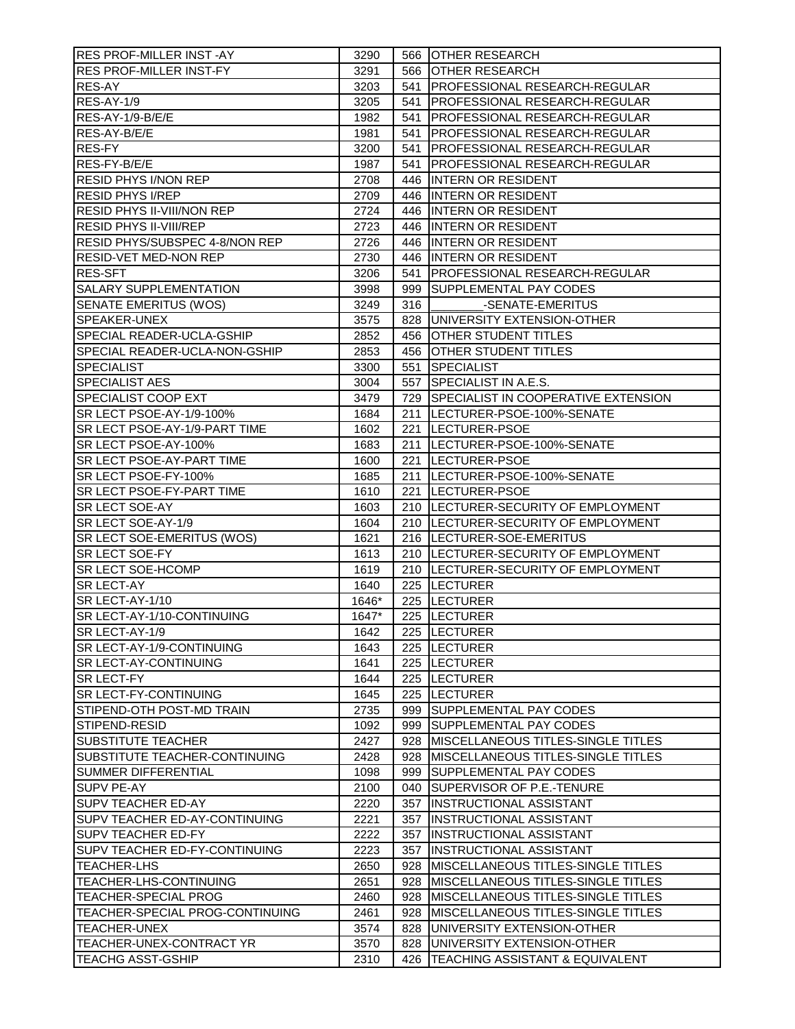| RES PROF-MILLER INST -AY | 3290 | 566 | OTHER RESEARCH |
|---|---|---|---|
| RES PROF-MILLER INST-FY | 3291 | 566 | OTHER RESEARCH |
| RES-AY | 3203 | 541 | PROFESSIONAL RESEARCH-REGULAR |
| RES-AY-1/9 | 3205 | 541 | PROFESSIONAL RESEARCH-REGULAR |
| RES-AY-1/9-B/E/E | 1982 | 541 | PROFESSIONAL RESEARCH-REGULAR |
| RES-AY-B/E/E | 1981 | 541 | PROFESSIONAL RESEARCH-REGULAR |
| RES-FY | 3200 | 541 | PROFESSIONAL RESEARCH-REGULAR |
| RES-FY-B/E/E | 1987 | 541 | PROFESSIONAL RESEARCH-REGULAR |
| RESID PHYS I/NON REP | 2708 | 446 | INTERN OR RESIDENT |
| RESID PHYS I/REP | 2709 | 446 | INTERN OR RESIDENT |
| RESID PHYS II-VIII/NON REP | 2724 | 446 | INTERN OR RESIDENT |
| RESID PHYS II-VIII/REP | 2723 | 446 | INTERN OR RESIDENT |
| RESID PHYS/SUBSPEC 4-8/NON REP | 2726 | 446 | INTERN OR RESIDENT |
| RESID-VET MED-NON REP | 2730 | 446 | INTERN OR RESIDENT |
| RES-SFT | 3206 | 541 | PROFESSIONAL RESEARCH-REGULAR |
| SALARY SUPPLEMENTATION | 3998 | 999 | SUPPLEMENTAL PAY CODES |
| SENATE EMERITUS (WOS) | 3249 | 316 | ________-SENATE-EMERITUS |
| SPEAKER-UNEX | 3575 | 828 | UNIVERSITY EXTENSION-OTHER |
| SPECIAL READER-UCLA-GSHIP | 2852 | 456 | OTHER STUDENT TITLES |
| SPECIAL READER-UCLA-NON-GSHIP | 2853 | 456 | OTHER STUDENT TITLES |
| SPECIALIST | 3300 | 551 | SPECIALIST |
| SPECIALIST AES | 3004 | 557 | SPECIALIST IN A.E.S. |
| SPECIALIST COOP EXT | 3479 | 729 | SPECIALIST IN COOPERATIVE EXTENSION |
| SR LECT PSOE-AY-1/9-100% | 1684 | 211 | LECTURER-PSOE-100%-SENATE |
| SR LECT PSOE-AY-1/9-PART TIME | 1602 | 221 | LECTURER-PSOE |
| SR LECT PSOE-AY-100% | 1683 | 211 | LECTURER-PSOE-100%-SENATE |
| SR LECT PSOE-AY-PART TIME | 1600 | 221 | LECTURER-PSOE |
| SR LECT PSOE-FY-100% | 1685 | 211 | LECTURER-PSOE-100%-SENATE |
| SR LECT PSOE-FY-PART TIME | 1610 | 221 | LECTURER-PSOE |
| SR LECT SOE-AY | 1603 | 210 | LECTURER-SECURITY OF EMPLOYMENT |
| SR LECT SOE-AY-1/9 | 1604 | 210 | LECTURER-SECURITY OF EMPLOYMENT |
| SR LECT SOE-EMERITUS (WOS) | 1621 | 216 | LECTURER-SOE-EMERITUS |
| SR LECT SOE-FY | 1613 | 210 | LECTURER-SECURITY OF EMPLOYMENT |
| SR LECT SOE-HCOMP | 1619 | 210 | LECTURER-SECURITY OF EMPLOYMENT |
| SR LECT-AY | 1640 | 225 | LECTURER |
| SR LECT-AY-1/10 | 1646* | 225 | LECTURER |
| SR LECT-AY-1/10-CONTINUING | 1647* | 225 | LECTURER |
| SR LECT-AY-1/9 | 1642 | 225 | LECTURER |
| SR LECT-AY-1/9-CONTINUING | 1643 | 225 | LECTURER |
| SR LECT-AY-CONTINUING | 1641 | 225 | LECTURER |
| SR LECT-FY | 1644 | 225 | LECTURER |
| SR LECT-FY-CONTINUING | 1645 | 225 | LECTURER |
| STIPEND-OTH POST-MD TRAIN | 2735 | 999 | SUPPLEMENTAL PAY CODES |
| STIPEND-RESID | 1092 | 999 | SUPPLEMENTAL PAY CODES |
| SUBSTITUTE TEACHER | 2427 | 928 | MISCELLANEOUS TITLES-SINGLE TITLES |
| SUBSTITUTE TEACHER-CONTINUING | 2428 | 928 | MISCELLANEOUS TITLES-SINGLE TITLES |
| SUMMER DIFFERENTIAL | 1098 | 999 | SUPPLEMENTAL PAY CODES |
| SUPV PE-AY | 2100 | 040 | SUPERVISOR OF P.E.-TENURE |
| SUPV TEACHER ED-AY | 2220 | 357 | INSTRUCTIONAL ASSISTANT |
| SUPV TEACHER ED-AY-CONTINUING | 2221 | 357 | INSTRUCTIONAL ASSISTANT |
| SUPV TEACHER ED-FY | 2222 | 357 | INSTRUCTIONAL ASSISTANT |
| SUPV TEACHER ED-FY-CONTINUING | 2223 | 357 | INSTRUCTIONAL ASSISTANT |
| TEACHER-LHS | 2650 | 928 | MISCELLANEOUS TITLES-SINGLE TITLES |
| TEACHER-LHS-CONTINUING | 2651 | 928 | MISCELLANEOUS TITLES-SINGLE TITLES |
| TEACHER-SPECIAL PROG | 2460 | 928 | MISCELLANEOUS TITLES-SINGLE TITLES |
| TEACHER-SPECIAL PROG-CONTINUING | 2461 | 928 | MISCELLANEOUS TITLES-SINGLE TITLES |
| TEACHER-UNEX | 3574 | 828 | UNIVERSITY EXTENSION-OTHER |
| TEACHER-UNEX-CONTRACT YR | 3570 | 828 | UNIVERSITY EXTENSION-OTHER |
| TEACHG ASST-GSHIP | 2310 | 426 | TEACHING ASSISTANT & EQUIVALENT |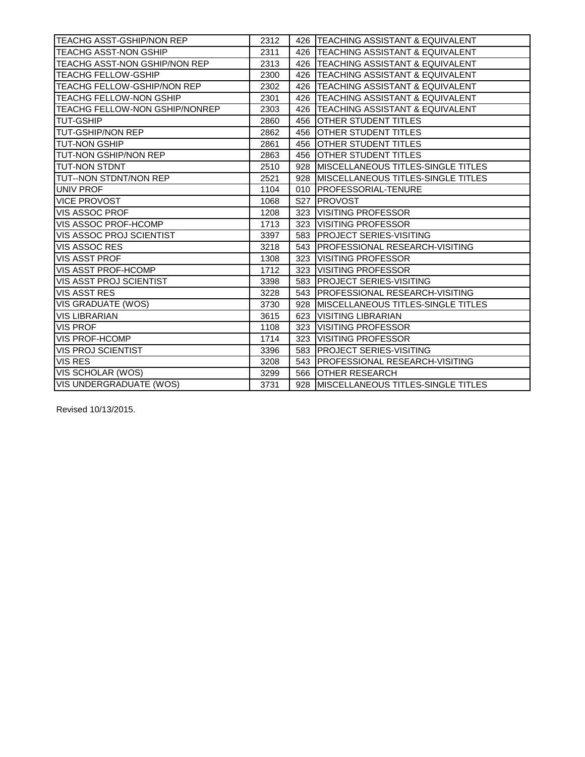| | | | |
|---|---|---|---|
| TEACHG ASST-GSHIP/NON REP | 2312 | 426 | TEACHING ASSISTANT & EQUIVALENT |
| TEACHG ASST-NON GSHIP | 2311 | 426 | TEACHING ASSISTANT & EQUIVALENT |
| TEACHG ASST-NON GSHIP/NON REP | 2313 | 426 | TEACHING ASSISTANT & EQUIVALENT |
| TEACHG FELLOW-GSHIP | 2300 | 426 | TEACHING ASSISTANT & EQUIVALENT |
| TEACHG FELLOW-GSHIP/NON REP | 2302 | 426 | TEACHING ASSISTANT & EQUIVALENT |
| TEACHG FELLOW-NON GSHIP | 2301 | 426 | TEACHING ASSISTANT & EQUIVALENT |
| TEACHG FELLOW-NON GSHIP/NONREP | 2303 | 426 | TEACHING ASSISTANT & EQUIVALENT |
| TUT-GSHIP | 2860 | 456 | OTHER STUDENT TITLES |
| TUT-GSHIP/NON REP | 2862 | 456 | OTHER STUDENT TITLES |
| TUT-NON GSHIP | 2861 | 456 | OTHER STUDENT TITLES |
| TUT-NON GSHIP/NON REP | 2863 | 456 | OTHER STUDENT TITLES |
| TUT-NON STDNT | 2510 | 928 | MISCELLANEOUS TITLES-SINGLE TITLES |
| TUT--NON STDNT/NON REP | 2521 | 928 | MISCELLANEOUS TITLES-SINGLE TITLES |
| UNIV PROF | 1104 | 010 | PROFESSORIAL-TENURE |
| VICE PROVOST | 1068 | S27 | PROVOST |
| VIS ASSOC PROF | 1208 | 323 | VISITING PROFESSOR |
| VIS ASSOC PROF-HCOMP | 1713 | 323 | VISITING PROFESSOR |
| VIS ASSOC PROJ SCIENTIST | 3397 | 583 | PROJECT SERIES-VISITING |
| VIS ASSOC RES | 3218 | 543 | PROFESSIONAL RESEARCH-VISITING |
| VIS ASST PROF | 1308 | 323 | VISITING PROFESSOR |
| VIS ASST PROF-HCOMP | 1712 | 323 | VISITING PROFESSOR |
| VIS ASST PROJ SCIENTIST | 3398 | 583 | PROJECT SERIES-VISITING |
| VIS ASST RES | 3228 | 543 | PROFESSIONAL RESEARCH-VISITING |
| VIS GRADUATE (WOS) | 3730 | 928 | MISCELLANEOUS TITLES-SINGLE TITLES |
| VIS LIBRARIAN | 3615 | 623 | VISITING LIBRARIAN |
| VIS PROF | 1108 | 323 | VISITING PROFESSOR |
| VIS PROF-HCOMP | 1714 | 323 | VISITING PROFESSOR |
| VIS PROJ SCIENTIST | 3396 | 583 | PROJECT SERIES-VISITING |
| VIS RES | 3208 | 543 | PROFESSIONAL RESEARCH-VISITING |
| VIS SCHOLAR (WOS) | 3299 | 566 | OTHER RESEARCH |
| VIS UNDERGRADUATE (WOS) | 3731 | 928 | MISCELLANEOUS TITLES-SINGLE TITLES |

Revised 10/13/2015.